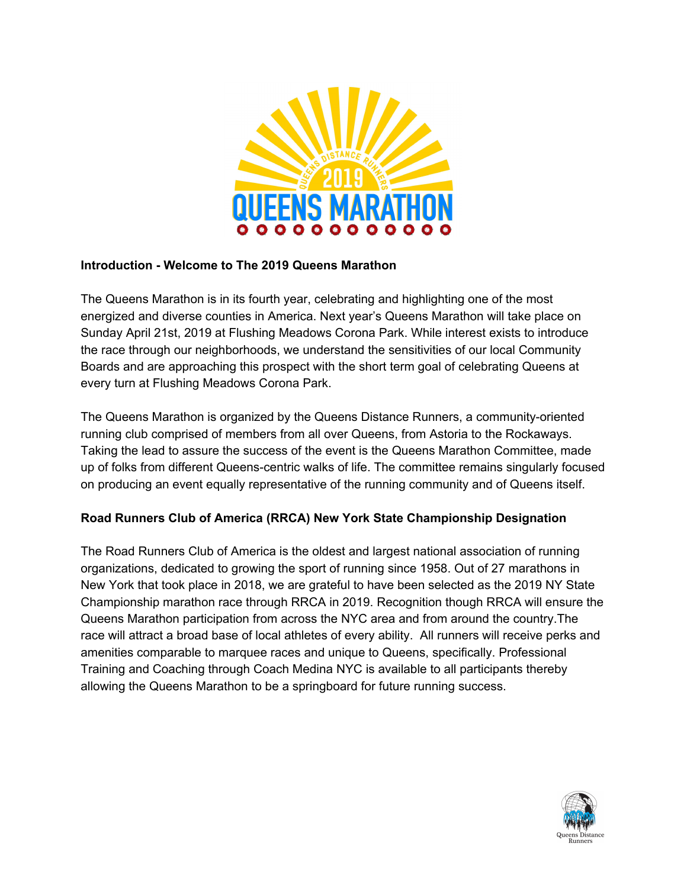**Introduction - Welcome to The 2019 Queens Marathon**

The Queens Marathon is in its fourth year, celebrating and highlighting one of the most energized and diverse counties in America. Next year's Queens Marathon will take place on Sunday April 21st, 2019 at Flushing Meadows Corona Park. While interest exists to introduce the race through our neighborhoods, we understand the sensitivities of our local Community Boards and are approaching this prospect with the short term goal of celebrating Queens at every turn at Flushing Meadows Corona Park.

The Queens Marathon is organized by the Queens Distance Runners, a community-oriented running club comprised of members from all over Queens, from Astoria to the Rockaways. Taking the lead to assure the success of the event is the Queens Marathon Committee, made up of folks from different Queens-centric walks of life. The committee remains singularly focused on producing an event equally representative of the running community and of Queens itself.

**Road Runners Club of America (RRCA) New York State Championship Designation**

The Road Runners Club of America is the oldest and largest national association of running organizations, dedicated to growing the sport of running since 1958. Out of 27 marathons in New York that took place in 2018, we are grateful to have been selected as the 2019 NY State Championship marathon race through RRCA in 2019. Recognition though RRCA will ensure the Queens Marathon participation from across the NYC area and from around the country.The race will attract a broad base of local athletes of every ability. All runners will receive perks and amenities comparable to marquee races and unique to Queens, specifically. Professional Training and Coaching through Coach Medina NYC is available to all participants thereby allowing the Queens Marathon to be a springboard for future running success.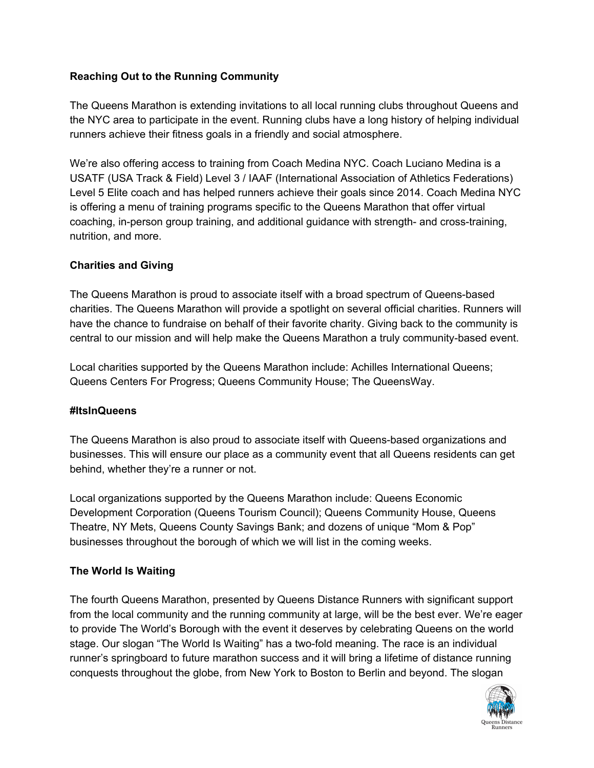**Reaching Out to the Running Community**

The Queens Marathon is extending invitations to all local running clubs throughout Queens and the NYC area to participate in the event. Running clubs have a long history of helping individual runners achieve their fitness goals in a friendly and social atmosphere.

We're also offering access to training from Coach Medina NYC. Coach Luciano Medina is a USATF (USA Track & Field) Level 3 / IAAF (International Association of Athletics Federations) Level 5 Elite coach and has helped runners achieve their goals since 2014. Coach Medina NYC is offering a menu of training programs specific to the Queens Marathon that offer virtual coaching, in-person group training, and additional guidance with strength- and cross-training, nutrition, and more.

**Charities and Giving**

The Queens Marathon is proud to associate itself with a broad spectrum of Queens-based charities. The Queens Marathon will provide a spotlight on several official charities. Runners will have the chance to fundraise on behalf of their favorite charity. Giving back to the community is central to our mission and will help make the Queens Marathon a truly community-based event.

Local charities supported by the Queens Marathon include: Achilles International Queens; Queens Centers For Progress; Queens Community House; The QueensWay.

**#ItsInQueens**

The Queens Marathon is also proud to associate itself with Queens-based organizations and businesses. This will ensure our place as a community event that all Queens residents can get behind, whether they're a runner or not.

Local organizations supported by the Queens Marathon include: Queens Economic Development Corporation (Queens Tourism Council); Queens Community House, Queens Theatre, NY Mets, Queens County Savings Bank; and dozens of unique "Mom & Pop" businesses throughout the borough of which we will list in the coming weeks.

**The World Is Waiting**

The fourth Queens Marathon, presented by Queens Distance Runners with significant support from the local community and the running community at large, will be the best ever. We're eager to provide The World's Borough with the event it deserves by celebrating Queens on the world stage. Our slogan "The World Is Waiting" has a two-fold meaning. The race is an individual runner's springboard to future marathon success and it will bring a lifetime of distance running conquests throughout the globe, from New York to Boston to Berlin and beyond. The slogan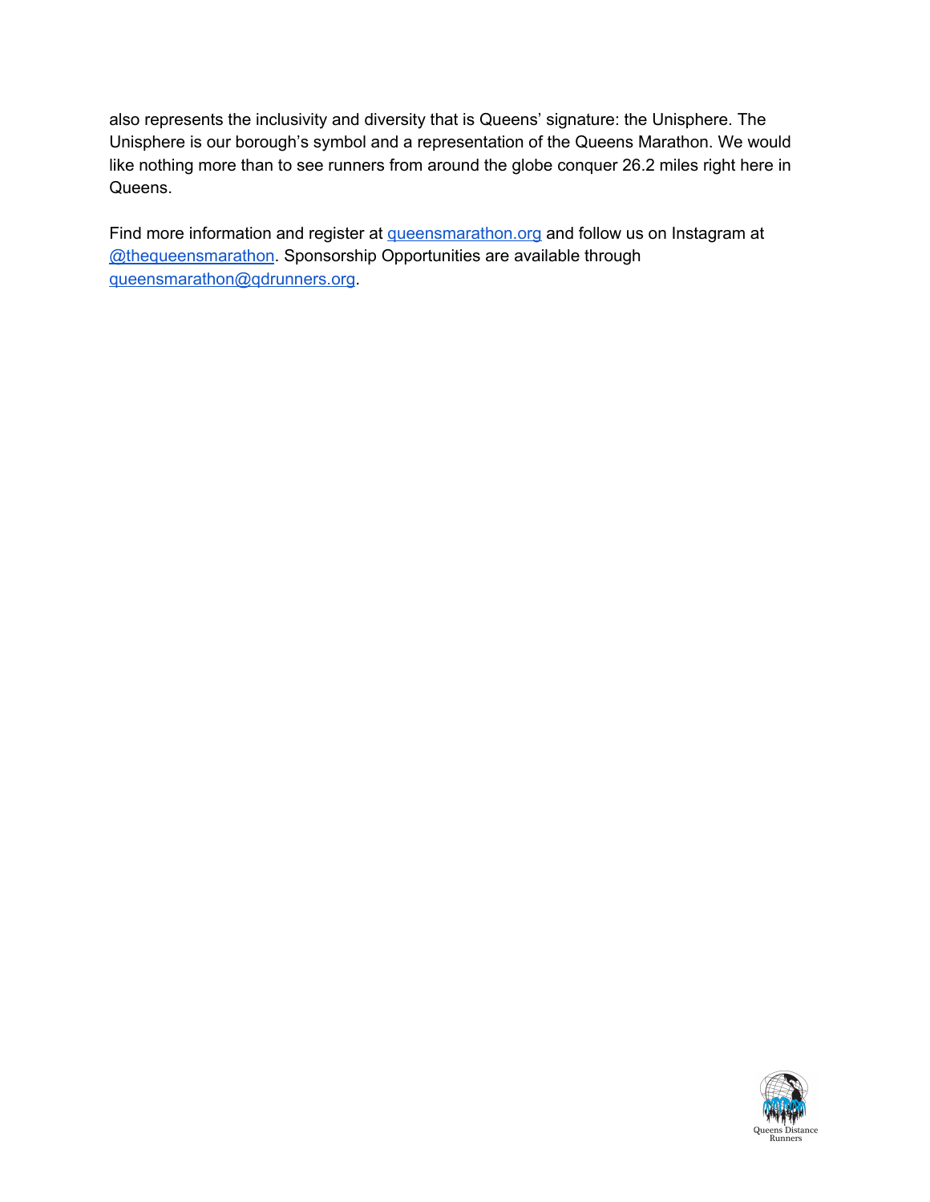also represents the inclusivity and diversity that is Queens' signature: the Unisphere. The Unisphere is our borough's symbol and a representation of the Queens Marathon. We would like nothing more than to see runners from around the globe conquer 26.2 miles right here in Queens.

Find more information and register at [queensmarathon.org](queensmarathon.org) and follow us on Instagram at [@thequeensmarathon](@thequeensmarathon). Sponsorship Opportunities are available through [queensmarathon@qdrunners.org](mailto:queensmarathon@qdrunners.org).

Queens Distance Runners